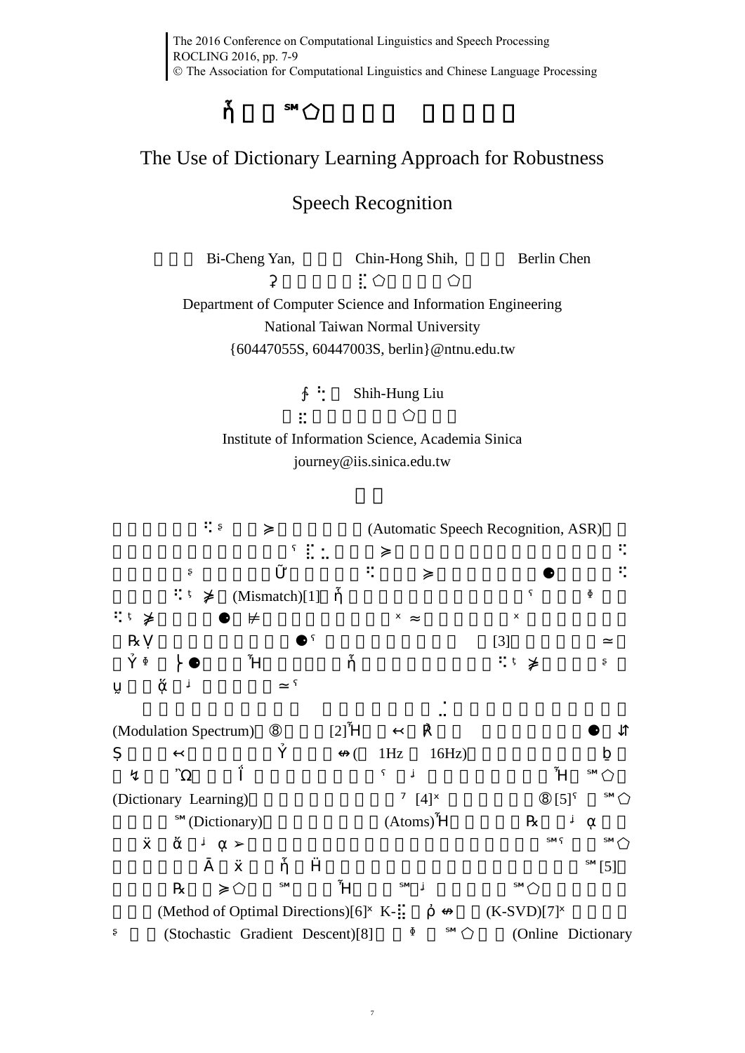# The Use of Dictionary Learning Approach for Robustness Speech Recognition

Bi-Cheng Yan, Chin-Hong Shih, Berlin Chen

Department of Computer Science and Information Engineering
National Taiwan Normal University
{60447055S, 60447003S, berlin}@ntnu.edu.tw

Shih-Hung Liu

Institute of Information Science, Academia Sinica
journey@iis.sinica.edu.tw

(Automatic Speech Recognition, ASR) (Mismatch)[1] [3]

(Modulation Spectrum) [2] (1Hz 16Hz) (Dictionary Learning) [4] [5] (Dictionary) (Atoms) [5] (Method of Optimal Directions)[6] K- (K-SVD)[7] (Stochastic Gradient Descent)[8] (Online Dictionary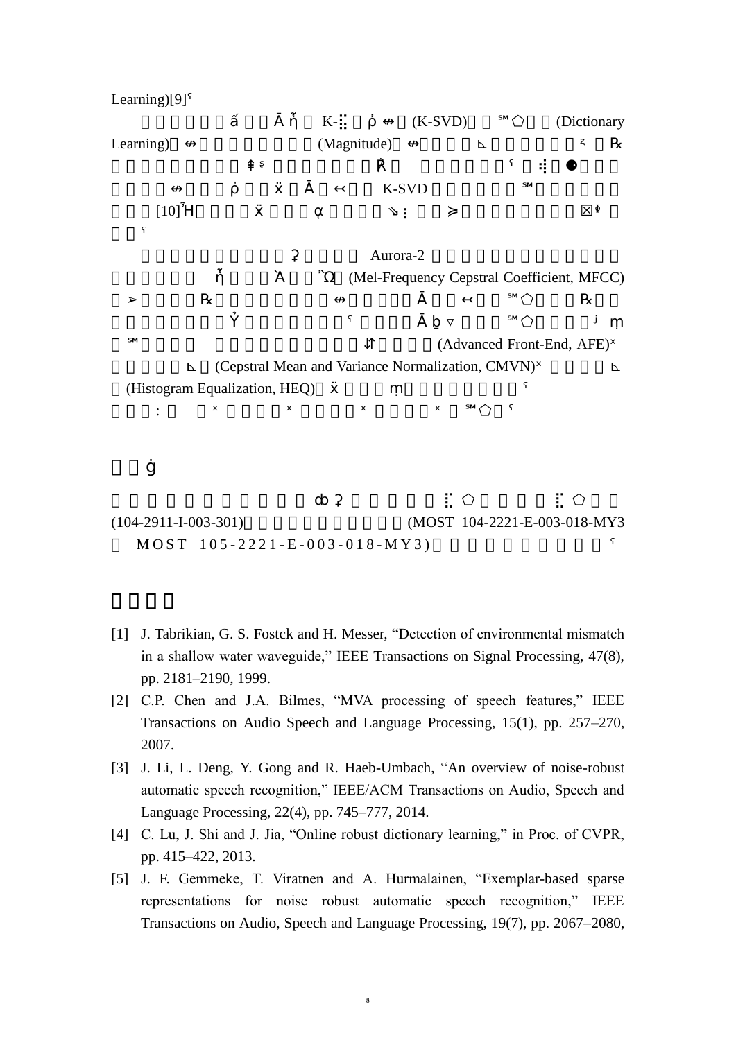Learning)[9]ˤ

ấ Āῃ K-⁞ ὸ ↮ (K-SVD) ℠⬠ (Dictionary Learning) ↮ (Magnitude) ↮ ⊾ ᷾ ℞ ⇞ˢ Ꝃ ˤ ⁞⚫ ↮ ὸ ẍ Ā ↢ K-SVD ℠ [10]Ἡ ẍ ᾳ ⇘⁝ ⋗ ⌧ᶲ ˤ

⚳ Aurora-2 ῃ Ὰ Ὼ (Mel-Frequency Cepstral Coefficient, MFCC) ≻ ℞ ↮ Ā ↢ ℠⬠ ℞ Ỷ ˤ Āḇ▿ ℠⬠ ᶨ ṃ ℠ ⇵ (Advanced Front-End, AFE)ˣ ⊾ (Cepstral Mean and Variance Normalization, CMVN)ˣ ⊾ (Histogram Equalization, HEQ) ẍ ṃ ˤ : ˣ ˣ ˣ ˣ ℠⬠ ˤ

## ġ

ȹ ⚳ ⁞ ⬠ ⁞ ⬠ (104-2911-I-003-301) (MOST 104-2221-E-003-018-MY3 MOST 105-2221-E-003-018-MY3) ˤ

## 

[1] J. Tabrikian, G. S. Fostck and H. Messer, "Detection of environmental mismatch in a shallow water waveguide," IEEE Transactions on Signal Processing, 47(8), pp. 2181–2190, 1999.

[2] C.P. Chen and J.A. Bilmes, "MVA processing of speech features," IEEE Transactions on Audio Speech and Language Processing, 15(1), pp. 257–270, 2007.

[3] J. Li, L. Deng, Y. Gong and R. Haeb-Umbach, "An overview of noise-robust automatic speech recognition," IEEE/ACM Transactions on Audio, Speech and Language Processing, 22(4), pp. 745–777, 2014.

[4] C. Lu, J. Shi and J. Jia, "Online robust dictionary learning," in Proc. of CVPR, pp. 415–422, 2013.

[5] J. F. Gemmeke, T. Viratnen and A. Hurmalainen, "Exemplar-based sparse representations for noise robust automatic speech recognition," IEEE Transactions on Audio, Speech and Language Processing, 19(7), pp. 2067–2080,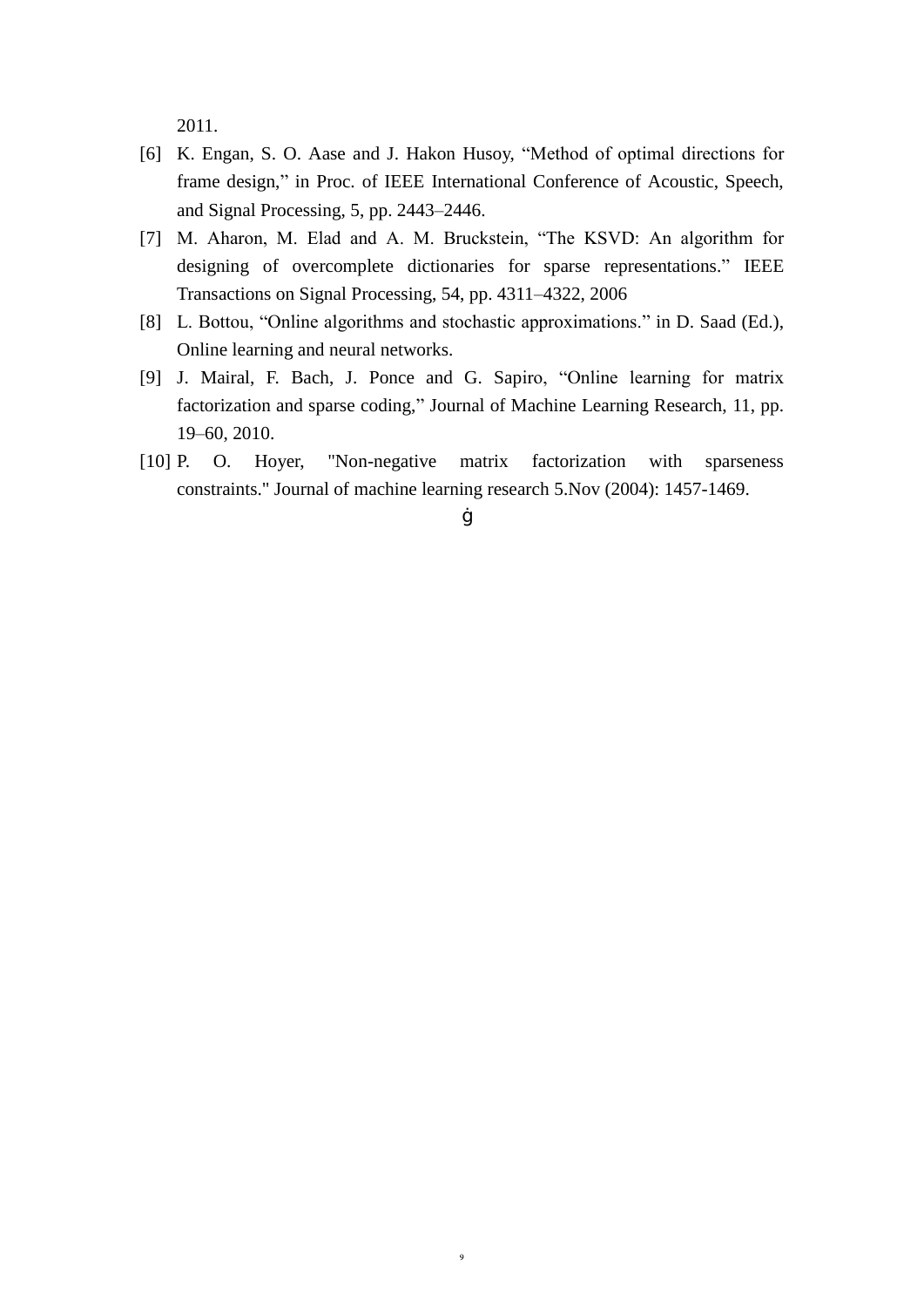2011.

[6] K. Engan, S. O. Aase and J. Hakon Husoy, “Method of optimal directions for frame design,” in Proc. of IEEE International Conference of Acoustic, Speech, and Signal Processing, 5, pp. 2443–2446.

[7] M. Aharon, M. Elad and A. M. Bruckstein, “The KSVD: An algorithm for designing of overcomplete dictionaries for sparse representations.” IEEE Transactions on Signal Processing, 54, pp. 4311–4322, 2006

[8] L. Bottou, “Online algorithms and stochastic approximations.” in D. Saad (Ed.), Online learning and neural networks.

[9] J. Mairal, F. Bach, J. Ponce and G. Sapiro, “Online learning for matrix factorization and sparse coding,” Journal of Machine Learning Research, 11, pp. 19–60, 2010.

[10] P. O. Hoyer, "Non-negative matrix factorization with sparseness constraints." Journal of machine learning research 5.Nov (2004): 1457-1469.

ġ